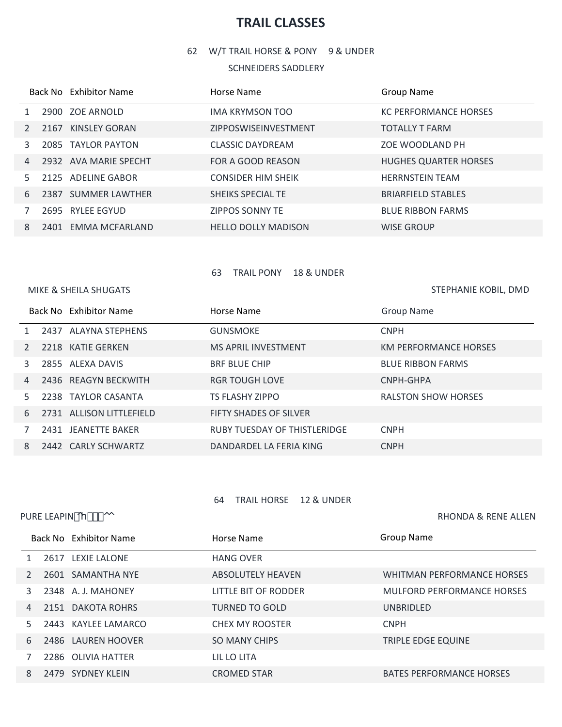# TRAIL CLASSES

62 W/T TRAIL HORSE & PONY 9 & UNDER

SCHNEIDERS SADDLERY

| | Back No | Exhibitor Name | Horse Name | Group Name |
|---|---|---|---|---|
| 1 | 2900 | ZOE ARNOLD | IMA KRYMSON TOO | KC PERFORMANCE HORSES |
| 2 | 2167 | KINSLEY GORAN | ZIPPOSWISEINVESTMENT | TOTALLY T FARM |
| 3 | 2085 | TAYLOR PAYTON | CLASSIC DAYDREAM | ZOE WOODLAND PH |
| 4 | 2932 | AVA MARIE SPECHT | FOR A GOOD REASON | HUGHES QUARTER HORSES |
| 5 | 2125 | ADELINE GABOR | CONSIDER HIM SHEIK | HERRNSTEIN TEAM |
| 6 | 2387 | SUMMER LAWTHER | SHEIKS SPECIAL TE | BRIARFIELD STABLES |
| 7 | 2695 | RYLEE EGYUD | ZIPPOS SONNY TE | BLUE RIBBON FARMS |
| 8 | 2401 | EMMA MCFARLAND | HELLO DOLLY MADISON | WISE GROUP |

63 TRAIL PONY 18 & UNDER

MIKE & SHEILA SHUGATS STEPHANIE KOBIL, DMD

| | Back No | Exhibitor Name | Horse Name | Group Name |
|---|---|---|---|---|
| 1 | 2437 | ALAYNA STEPHENS | GUNSMOKE | CNPH |
| 2 | 2218 | KATIE GERKEN | MS APRIL INVESTMENT | KM PERFORMANCE HORSES |
| 3 | 2855 | ALEXA DAVIS | BRF BLUE CHIP | BLUE RIBBON FARMS |
| 4 | 2436 | REAGYN BECKWITH | RGR TOUGH LOVE | CNPH-GHPA |
| 5 | 2238 | TAYLOR CASANTA | TS FLASHY ZIPPO | RALSTON SHOW HORSES |
| 6 | 2731 | ALLISON LITTLEFIELD | FIFTY SHADES OF SILVER | |
| 7 | 2431 | JEANETTE BAKER | RUBY TUESDAY OF THISTLERIDGE | CNPH |
| 8 | 2442 | CARLY SCHWARTZ | DANDARDEL LA FERIA KING | CNPH |

64 TRAIL HORSE 12 & UNDER

PURE LEAPIN RHONDA & RENE ALLEN

| | Back No | Exhibitor Name | Horse Name | Group Name |
|---|---|---|---|---|
| 1 | 2617 | LEXIE LALONE | HANG OVER | |
| 2 | 2601 | SAMANTHA NYE | ABSOLUTELY HEAVEN | WHITMAN PERFORMANCE HORSES |
| 3 | 2348 | A. J. MAHONEY | LITTLE BIT OF RODDER | MULFORD PERFORMANCE HORSES |
| 4 | 2151 | DAKOTA ROHRS | TURNED TO GOLD | UNBRIDLED |
| 5 | 2443 | KAYLEE LAMARCO | CHEX MY ROOSTER | CNPH |
| 6 | 2486 | LAUREN HOOVER | SO MANY CHIPS | TRIPLE EDGE EQUINE |
| 7 | 2286 | OLIVIA HATTER | LIL LO LITA | |
| 8 | 2479 | SYDNEY KLEIN | CROMED STAR | BATES PERFORMANCE HORSES |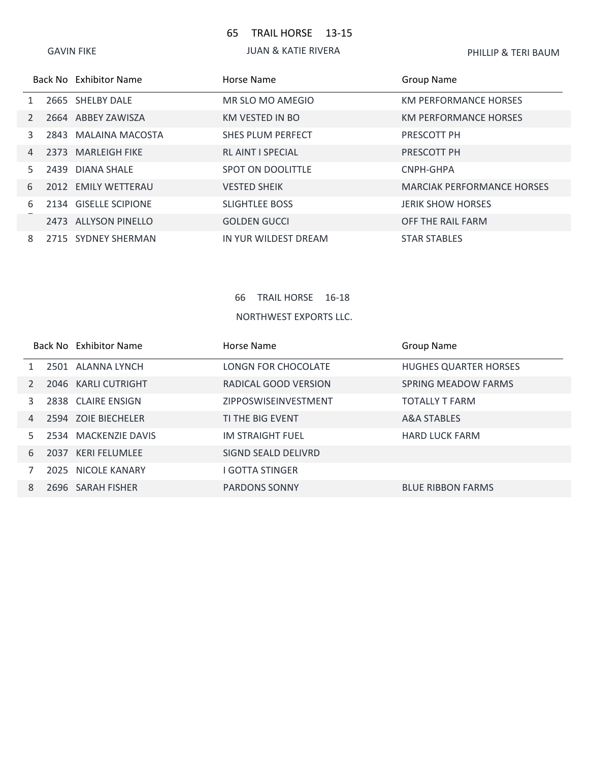## 65 TRAIL HORSE 13-15

GAVIN FIKE | JUAN & KATIE RIVERA | PHILLIP & TERI BAUM

| | Back No | Exhibitor Name | Horse Name | Group Name |
|---|---|---|---|---|
| 1 | 2665 | SHELBY DALE | MR SLO MO AMEGIO | KM PERFORMANCE HORSES |
| 2 | 2664 | ABBEY ZAWISZA | KM VESTED IN BO | KM PERFORMANCE HORSES |
| 3 | 2843 | MALAINA MACOSTA | SHES PLUM PERFECT | PRESCOTT PH |
| 4 | 2373 | MARLEIGH FIKE | RL AINT I SPECIAL | PRESCOTT PH |
| 5 | 2439 | DIANA SHALE | SPOT ON DOOLITTLE | CNPH-GHPA |
| 6 | 2012 | EMILY WETTERAU | VESTED SHEIK | MARCIAK PERFORMANCE HORSES |
| 6 | 2134 | GISELLE SCIPIONE | SLIGHTLEE BOSS | JERIK SHOW HORSES |
| | 2473 | ALLYSON PINELLO | GOLDEN GUCCI | OFF THE RAIL FARM |
| 8 | 2715 | SYDNEY SHERMAN | IN YUR WILDEST DREAM | STAR STABLES |

## 66 TRAIL HORSE 16-18

NORTHWEST EXPORTS LLC.

| | Back No | Exhibitor Name | Horse Name | Group Name |
|---|---|---|---|---|
| 1 | 2501 | ALANNA LYNCH | LONGN FOR CHOCOLATE | HUGHES QUARTER HORSES |
| 2 | 2046 | KARLI CUTRIGHT | RADICAL GOOD VERSION | SPRING MEADOW FARMS |
| 3 | 2838 | CLAIRE ENSIGN | ZIPPOSWISEINVESTMENT | TOTALLY T FARM |
| 4 | 2594 | ZOIE BIECHELER | TI THE BIG EVENT | A&A STABLES |
| 5 | 2534 | MACKENZIE DAVIS | IM STRAIGHT FUEL | HARD LUCK FARM |
| 6 | 2037 | KERI FELUMLEE | SIGND SEALD DELIVRD | |
| 7 | 2025 | NICOLE KANARY | I GOTTA STINGER | |
| 8 | 2696 | SARAH FISHER | PARDONS SONNY | BLUE RIBBON FARMS |